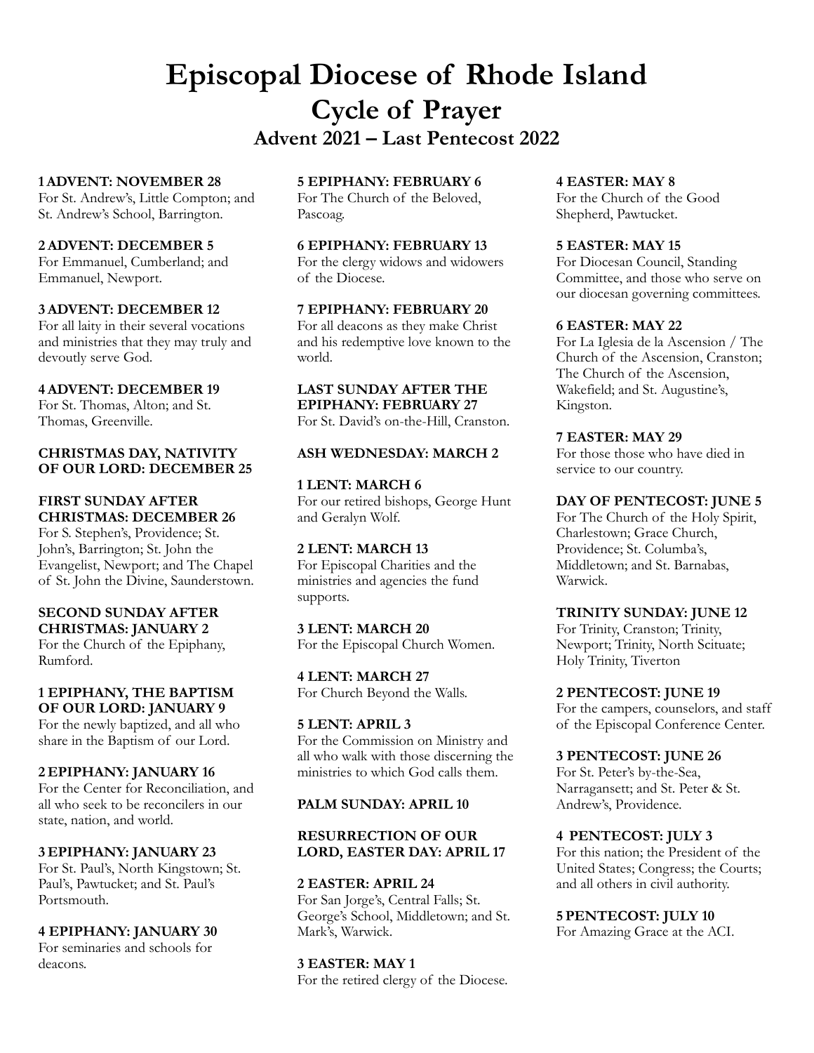# Episcopal Diocese of Rhode Island

## Cycle of Prayer

### Advent 2021 – Last Pentecost 2022

**1 ADVENT: NOVEMBER 28**
For St. Andrew's, Little Compton; and St. Andrew's School, Barrington.

**2 ADVENT: DECEMBER 5**
For Emmanuel, Cumberland; and Emmanuel, Newport.

**3 ADVENT: DECEMBER 12**
For all laity in their several vocations and ministries that they may truly and devoutly serve God.

**4 ADVENT: DECEMBER 19**
For St. Thomas, Alton; and St. Thomas, Greenville.

**CHRISTMAS DAY, NATIVITY OF OUR LORD: DECEMBER 25**

**FIRST SUNDAY AFTER CHRISTMAS: DECEMBER 26**
For S. Stephen's, Providence; St. John's, Barrington; St. John the Evangelist, Newport; and The Chapel of St. John the Divine, Saunderstown.

**SECOND SUNDAY AFTER CHRISTMAS: JANUARY 2**
For the Church of the Epiphany, Rumford.

**1 EPIPHANY, THE BAPTISM OF OUR LORD: JANUARY 9**
For the newly baptized, and all who share in the Baptism of our Lord.

**2 EPIPHANY: JANUARY 16**
For the Center for Reconciliation, and all who seek to be reconcilers in our state, nation, and world.

**3 EPIPHANY: JANUARY 23**
For St. Paul's, North Kingstown; St. Paul's, Pawtucket; and St. Paul's Portsmouth.

**4 EPIPHANY: JANUARY 30**
For seminaries and schools for deacons.

**5 EPIPHANY: FEBRUARY 6**
For The Church of the Beloved, Pascoag.

**6 EPIPHANY: FEBRUARY 13**
For the clergy widows and widowers of the Diocese.

**7 EPIPHANY: FEBRUARY 20**
For all deacons as they make Christ and his redemptive love known to the world.

**LAST SUNDAY AFTER THE EPIPHANY: FEBRUARY 27**
For St. David's on-the-Hill, Cranston.

**ASH WEDNESDAY: MARCH 2**

**1 LENT: MARCH 6**
For our retired bishops, George Hunt and Geralyn Wolf.

**2 LENT: MARCH 13**
For Episcopal Charities and the ministries and agencies the fund supports.

**3 LENT: MARCH 20**
For the Episcopal Church Women.

**4 LENT: MARCH 27**
For Church Beyond the Walls.

**5 LENT: APRIL 3**
For the Commission on Ministry and all who walk with those discerning the ministries to which God calls them.

**PALM SUNDAY: APRIL 10**

**RESURRECTION OF OUR LORD, EASTER DAY: APRIL 17**

**2 EASTER: APRIL 24**
For San Jorge's, Central Falls; St. George's School, Middletown; and St. Mark's, Warwick.

**3 EASTER: MAY 1**
For the retired clergy of the Diocese.

**4 EASTER: MAY 8**
For the Church of the Good Shepherd, Pawtucket.

**5 EASTER: MAY 15**
For Diocesan Council, Standing Committee, and those who serve on our diocesan governing committees.

**6 EASTER: MAY 22**
For La Iglesia de la Ascension / The Church of the Ascension, Cranston; The Church of the Ascension, Wakefield; and St. Augustine's, Kingston.

**7 EASTER: MAY 29**
For those those who have died in service to our country.

**DAY OF PENTECOST: JUNE 5**
For The Church of the Holy Spirit, Charlestown; Grace Church, Providence; St. Columba's, Middletown; and St. Barnabas, Warwick.

**TRINITY SUNDAY: JUNE 12**
For Trinity, Cranston; Trinity, Newport; Trinity, North Scituate; Holy Trinity, Tiverton

**2 PENTECOST: JUNE 19**
For the campers, counselors, and staff of the Episcopal Conference Center.

**3 PENTECOST: JUNE 26**
For St. Peter's by-the-Sea, Narragansett; and St. Peter & St. Andrew's, Providence.

**4 PENTECOST: JULY 3**
For this nation; the President of the United States; Congress; the Courts; and all others in civil authority.

**5 PENTECOST: JULY 10**
For Amazing Grace at the ACI.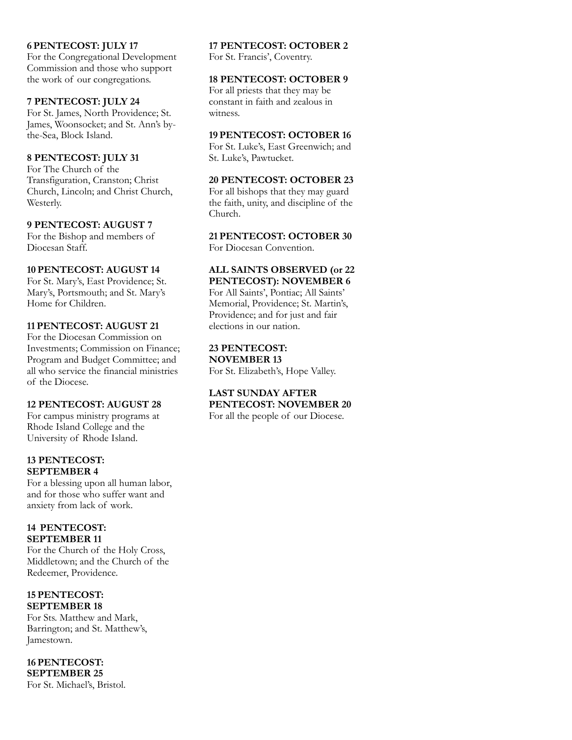**6 PENTECOST: JULY 17**
For the Congregational Development Commission and those who support the work of our congregations.

**7 PENTECOST: JULY 24**
For St. James, North Providence; St. James, Woonsocket; and St. Ann's by-the-Sea, Block Island.

**8 PENTECOST: JULY 31**
For The Church of the Transfiguration, Cranston; Christ Church, Lincoln; and Christ Church, Westerly.

**9 PENTECOST: AUGUST 7**
For the Bishop and members of Diocesan Staff.

**10 PENTECOST: AUGUST 14**
For St. Mary's, East Providence; St. Mary's, Portsmouth; and St. Mary's Home for Children.

**11 PENTECOST: AUGUST 21**
For the Diocesan Commission on Investments; Commission on Finance; Program and Budget Committee; and all who service the financial ministries of the Diocese.

**12 PENTECOST: AUGUST 28**
For campus ministry programs at Rhode Island College and the University of Rhode Island.

**13 PENTECOST: SEPTEMBER 4**
For a blessing upon all human labor, and for those who suffer want and anxiety from lack of work.

**14 PENTECOST: SEPTEMBER 11**
For the Church of the Holy Cross, Middletown; and the Church of the Redeemer, Providence.

**15 PENTECOST: SEPTEMBER 18**
For Sts. Matthew and Mark, Barrington; and St. Matthew's, Jamestown.

**16 PENTECOST: SEPTEMBER 25**
For St. Michael's, Bristol.

**17 PENTECOST: OCTOBER 2**
For St. Francis', Coventry.

**18 PENTECOST: OCTOBER 9**
For all priests that they may be constant in faith and zealous in witness.

**19 PENTECOST: OCTOBER 16**
For St. Luke's, East Greenwich; and St. Luke's, Pawtucket.

**20 PENTECOST: OCTOBER 23**
For all bishops that they may guard the faith, unity, and discipline of the Church.

**21 PENTECOST: OCTOBER 30**
For Diocesan Convention.

**ALL SAINTS OBSERVED (or 22 PENTECOST): NOVEMBER 6**
For All Saints', Pontiac; All Saints' Memorial, Providence; St. Martin's, Providence; and for just and fair elections in our nation.

**23 PENTECOST: NOVEMBER 13**
For St. Elizabeth's, Hope Valley.

**LAST SUNDAY AFTER PENTECOST: NOVEMBER 20**
For all the people of our Diocese.